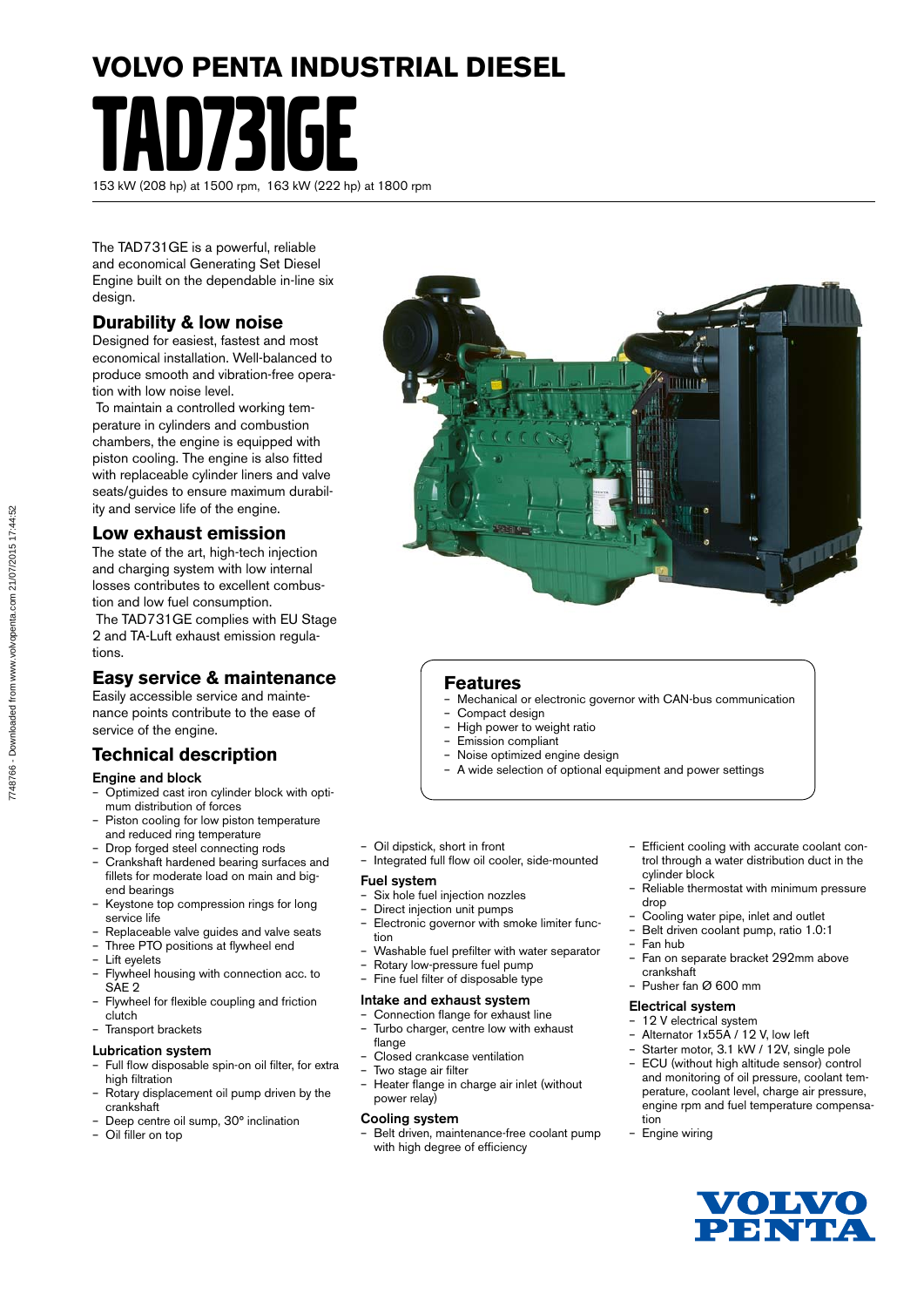# VOLVO PENTA INDUSTRIAL DIESEL

# TAD731GE

153 kW (208 hp) at 1500 rpm, 163 kW (222 hp) at 1800 rpm

The TAD731GE is a powerful, reliable and economical Generating Set Diesel Engine built on the dependable in-line six design.

## Durability & low noise

Designed for easiest, fastest and most economical installation. Well-balanced to produce smooth and vibration-free operation with low noise level.

To maintain a controlled working temperature in cylinders and combustion chambers, the engine is equipped with piston cooling. The engine is also fitted with replaceable cylinder liners and valve seats/guides to ensure maximum durability and service life of the engine.

## Low exhaust emission

The state of the art, high-tech injection and charging system with low internal losses contributes to excellent combustion and low fuel consumption.

The TAD731GE complies with EU Stage 2 and TA-Luft exhaust emission regulations.

## Easy service & maintenance

Easily accessible service and maintenance points contribute to the ease of service of the engine.

## Features

- Mechanical or electronic governor with CAN-bus communication
- Compact design
- High power to weight ratio
- Emission compliant
- Noise optimized engine design
- A wide selection of optional equipment and power settings

## Technical description

### Engine and block

- Optimized cast iron cylinder block with optimum distribution of forces
- Piston cooling for low piston temperature and reduced ring temperature
- Drop forged steel connecting rods
- Crankshaft hardened bearing surfaces and fillets for moderate load on main and big-end bearings
- Keystone top compression rings for long service life
- Replaceable valve guides and valve seats
- Three PTO positions at flywheel end
- Lift eyelets
- Flywheel housing with connection acc. to SAE 2
- Flywheel for flexible coupling and friction clutch
- Transport brackets

### Lubrication system

- Full flow disposable spin-on oil filter, for extra high filtration
- Rotary displacement oil pump driven by the crankshaft
- Deep centre oil sump, 30° inclination
- Oil filler on top
- Oil dipstick, short in front
- Integrated full flow oil cooler, side-mounted

### Fuel system

- Six hole fuel injection nozzles
- Direct injection unit pumps
- Electronic governor with smoke limiter function
- Washable fuel prefilter with water separator
- Rotary low-pressure fuel pump
- Fine fuel filter of disposable type

### Intake and exhaust system

- Connection flange for exhaust line
- Turbo charger, centre low with exhaust flange
- Closed crankcase ventilation
- Two stage air filter
- Heater flange in charge air inlet (without power relay)

### Cooling system

- Belt driven, maintenance-free coolant pump with high degree of efficiency
- Efficient cooling with accurate coolant control through a water distribution duct in the cylinder block
- Reliable thermostat with minimum pressure drop
- Cooling water pipe, inlet and outlet
- Belt driven coolant pump, ratio 1.0:1
- Fan hub
- Fan on separate bracket 292mm above crankshaft
- Pusher fan Ø 600 mm

### Electrical system

- 12 V electrical system
- Alternator 1x55A / 12 V, low left
- Starter motor, 3.1 kW / 12V, single pole
- ECU (without high altitude sensor) control and monitoring of oil pressure, coolant temperature, coolant level, charge air pressure, engine rpm and fuel temperature compensation
- Engine wiring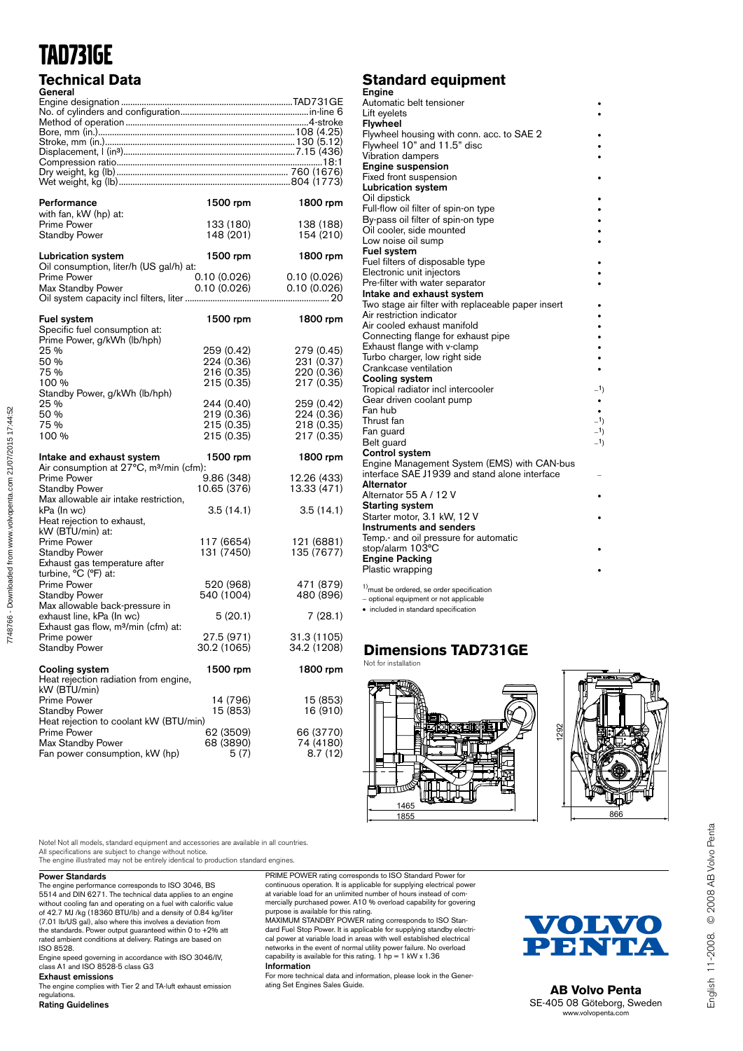# TAD731GE

## Technical Data

### General

| | |
|---|---|
| Engine designation | TAD731GE |
| No. of cylinders and configuration | in-line 6 |
| Method of operation | 4-stroke |
| Bore, mm (in.) | 108 (4.25) |
| Stroke, mm (in.) | 130 (5.12) |
| Displacement, l (in³) | 7.15 (436) |
| Compression ratio | 18:1 |
| Dry weight, kg (lb) | 760 (1676) |
| Wet weight, kg (lb) | 804 (1773) |

| **Performance** | **1500 rpm** | **1800 rpm** |
|---|---|---|
| with fan, kW (hp) at: | | |
| Prime Power | 133 (180) | 138 (188) |
| Standby Power | 148 (201) | 154 (210) |

| **Lubrication system** | **1500 rpm** | **1800 rpm** |
|---|---|---|
| Oil consumption, liter/h (US gal/h) at: | | |
| Prime Power | 0.10 (0.026) | 0.10 (0.026) |
| Max Standby Power | 0.10 (0.026) | 0.10 (0.026) |
| Oil system capacity incl filters, liter | | 20 |

| **Fuel system** | **1500 rpm** | **1800 rpm** |
|---|---|---|
| Specific fuel consumption at: | | |
| Prime Power, g/kWh (lb/hph) | | |
| 25 % | 259 (0.42) | 279 (0.45) |
| 50 % | 224 (0.36) | 231 (0.37) |
| 75 % | 216 (0.35) | 220 (0.36) |
| 100 % | 215 (0.35) | 217 (0.35) |
| Standby Power, g/kWh (lb/hph) | | |
| 25 % | 244 (0.40) | 259 (0.42) |
| 50 % | 219 (0.36) | 224 (0.36) |
| 75 % | 215 (0.35) | 218 (0.35) |
| 100 % | 215 (0.35) | 217 (0.35) |

| **Intake and exhaust system** | **1500 rpm** | **1800 rpm** |
|---|---|---|
| Air consumption at 27°C, m³/min (cfm): | | |
| Prime Power | 9.86 (348) | 12.26 (433) |
| Standby Power | 10.65 (376) | 13.33 (471) |
| Max allowable air intake restriction, kPa (In wc) | 3.5 (14.1) | 3.5 (14.1) |
| Heat rejection to exhaust, kW (BTU/min) at: | | |
| Prime Power | 117 (6654) | 121 (6881) |
| Standby Power | 131 (7450) | 135 (7677) |
| Exhaust gas temperature after turbine, °C (°F) at: | | |
| Prime Power | 520 (968) | 471 (879) |
| Standby Power | 540 (1004) | 480 (896) |
| Max allowable back-pressure in exhaust line, kPa (In wc) | 5 (20.1) | 7 (28.1) |
| Exhaust gas flow, m³/min (cfm) at: | | |
| Prime power | 27.5 (971) | 31.3 (1105) |
| Standby Power | 30.2 (1065) | 34.2 (1208) |

| **Cooling system** | **1500 rpm** | **1800 rpm** |
|---|---|---|
| Heat rejection radiation from engine, kW (BTU/min) | | |
| Prime Power | 14 (796) | 15 (853) |
| Standby Power | 15 (853) | 16 (910) |
| Heat rejection to coolant kW (BTU/min) | | |
| Prime Power | 62 (3509) | 66 (3770) |
| Max Standby Power | 68 (3890) | 74 (4180) |
| Fan power consumption, kW (hp) | 5 (7) | 8.7 (12) |

## Standard equipment

| | |
|---|---|
| **Engine** | |
| Automatic belt tensioner | • |
| Lift eyelets | • |
| **Flywheel** | |
| Flywheel housing with conn. acc. to SAE 2 | • |
| Flywheel 10" and 11.5" disc | • |
| Vibration dampers | • |
| **Engine suspension** | |
| Fixed front suspension | • |
| **Lubrication system** | |
| Oil dipstick | • |
| Full-flow oil filter of spin-on type | • |
| By-pass oil filter of spin-on type | • |
| Oil cooler, side mounted | • |
| Low noise oil sump | • |
| **Fuel system** | |
| Fuel filters of disposable type | • |
| Electronic unit injectors | • |
| Pre-filter with water separator | • |
| **Intake and exhaust system** | |
| Two stage air filter with replaceable paper insert | • |
| Air restriction indicator | • |
| Air cooled exhaust manifold | • |
| Connecting flange for exhaust pipe | • |
| Exhaust flange with v-clamp | • |
| Turbo charger, low right side | • |
| Crankcase ventilation | • |
| **Cooling system** | |
| Tropical radiator incl intercooler | –1) |
| Gear driven coolant pump | • |
| Fan hub | • |
| Thrust fan | –1) |
| Fan guard | –1) |
| Belt guard | –1) |
| **Control system** | |
| Engine Management System (EMS) with CAN-bus interface SAE J1939 and stand alone interface | – |
| **Alternator** | |
| Alternator 55 A / 12 V | • |
| **Starting system** | |
| Starter motor, 3.1 kW, 12 V | • |
| **Instruments and senders** | |
| Temp.- and oil pressure for automatic stop/alarm 103°C | • |
| **Engine Packing** | |
| Plastic wrapping | • |

1) must be ordered, se order specification
– optional equipment or not applicable
• included in standard specification

## Dimensions TAD731GE

Not for installation

1292
1465
1855
866

Note! Not all models, standard equipment and accessories are available in all countries.
All specifications are subject to change without notice.
The engine illustrated may not be entirely identical to production standard engines.

**Power Standards**
The engine performance corresponds to ISO 3046, BS 5514 and DIN 6271. The technical data applies to an engine without cooling fan and operating on a fuel with calorific value of 42.7 MJ /kg (18360 BTU/lb) and a density of 0.84 kg/liter (7.01 lb/US gal), also where this involves a deviation from the standards. Power output guaranteed within 0 to +2% att rated ambient conditions at delivery. Ratings are based on ISO 8528.
Engine speed governing in accordance with ISO 3046/IV, class A1 and ISO 8528-5 class G3

**Exhaust emissions**
The engine complies with Tier 2 and TA-luft exhaust emission regulations.

**Rating Guidelines**
PRIME POWER rating corresponds to ISO Standard Power for continuous operation. It is applicable for supplying electrical power at variable load for an unlimited number of hours instead of commercially purchased power. A10 % overload capability for governing purpose is available for this rating.
MAXIMUM STANDBY POWER rating corresponds to ISO Standard Fuel Stop Power. It is applicable for supplying standby electrical power at variable load in areas with well established electrical networks in the event of normal utility power failure. No overload capability is available for this rating. 1 hp = 1 kW x 1.36

**Information**
For more technical data and information, please look in the Generating Set Engines Sales Guide.

VOLVO PENTA

**AB Volvo Penta**
SE-405 08 Göteborg, Sweden
www.volvopenta.com

English 11-2008. © 2008 AB Volvo Penta